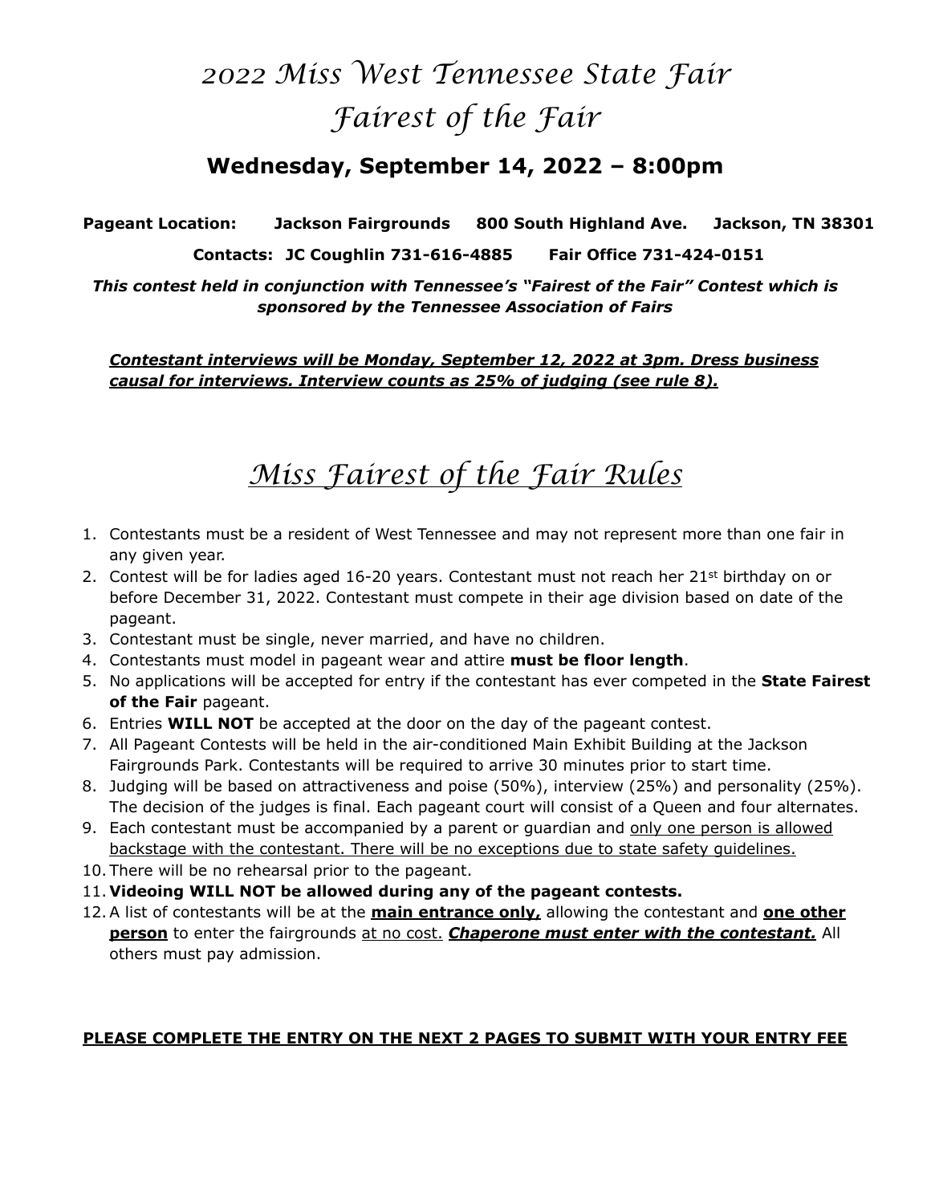# *2022 Miss West Tennessee State Fair*
# *Fairest of the Fair*

## Wednesday, September 14, 2022 – 8:00pm

**Pageant Location: Jackson Fairgrounds 800 South Highland Ave. Jackson, TN 38301**

**Contacts: JC Coughlin 731-616-4885 Fair Office 731-424-0151**

***This contest held in conjunction with Tennessee's "Fairest of the Fair" Contest which is sponsored by the Tennessee Association of Fairs***

***Contestant interviews will be Monday, September 12, 2022 at 3pm. Dress business causal for interviews. Interview counts as 25% of judging (see rule 8).***

# *Miss Fairest of the Fair Rules*

1. Contestants must be a resident of West Tennessee and may not represent more than one fair in any given year.
2. Contest will be for ladies aged 16-20 years. Contestant must not reach her 21st birthday on or before December 31, 2022. Contestant must compete in their age division based on date of the pageant.
3. Contestant must be single, never married, and have no children.
4. Contestants must model in pageant wear and attire **must be floor length**.
5. No applications will be accepted for entry if the contestant has ever competed in the **State Fairest of the Fair** pageant.
6. Entries **WILL NOT** be accepted at the door on the day of the pageant contest.
7. All Pageant Contests will be held in the air-conditioned Main Exhibit Building at the Jackson Fairgrounds Park. Contestants will be required to arrive 30 minutes prior to start time.
8. Judging will be based on attractiveness and poise (50%), interview (25%) and personality (25%). The decision of the judges is final. Each pageant court will consist of a Queen and four alternates.
9. Each contestant must be accompanied by a parent or guardian and only one person is allowed backstage with the contestant. There will be no exceptions due to state safety guidelines.
10. There will be no rehearsal prior to the pageant.
11. **Videoing WILL NOT be allowed during any of the pageant contests.**
12. A list of contestants will be at the **main entrance only,** allowing the contestant and **one other person** to enter the fairgrounds at no cost. ***Chaperone must enter with the contestant.*** All others must pay admission.

**PLEASE COMPLETE THE ENTRY ON THE NEXT 2 PAGES TO SUBMIT WITH YOUR ENTRY FEE**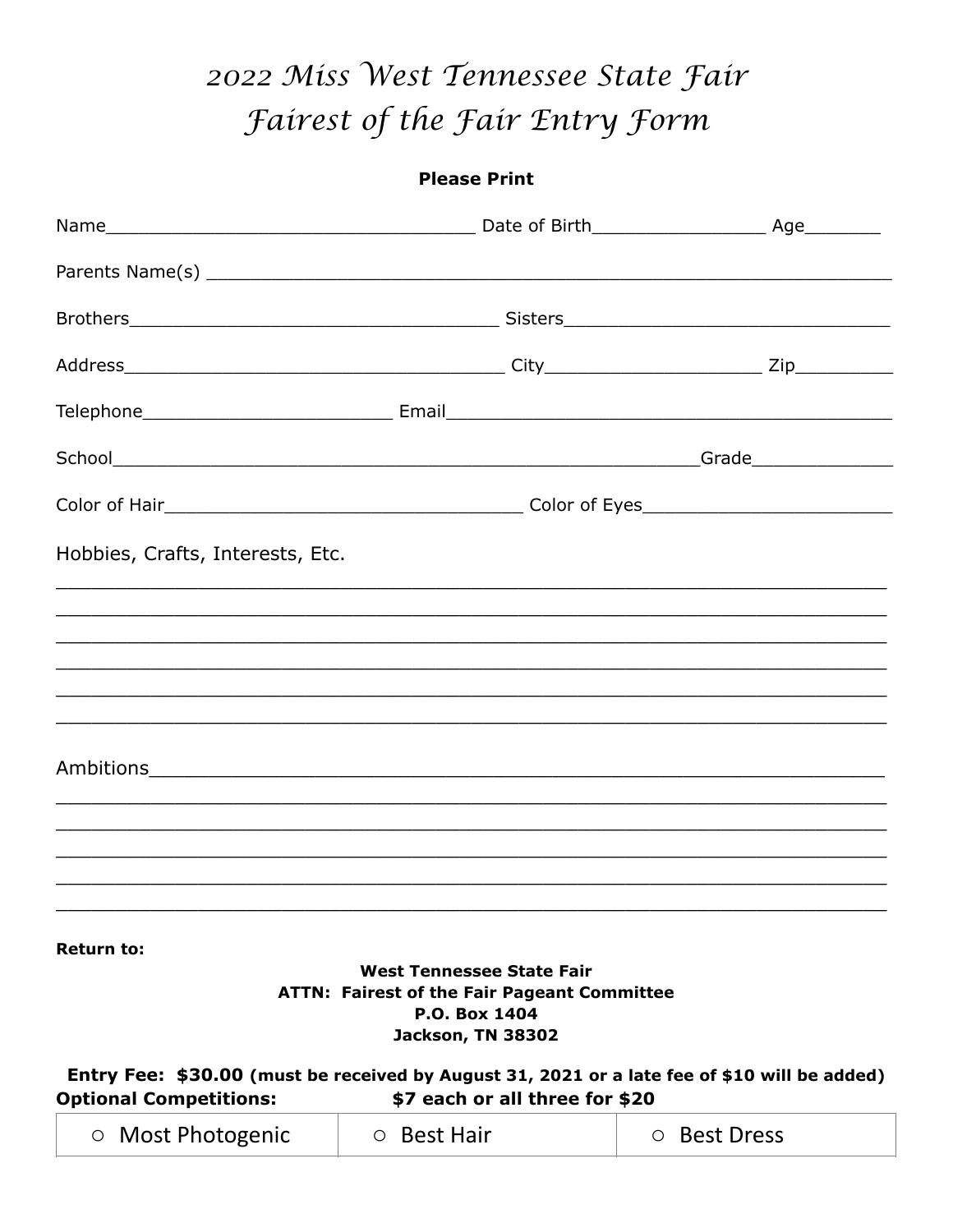# 2022 Miss West Tennessee State Fair
# Fairest of the Fair Entry Form

**Please Print**

Name___________________________________ Date of Birth________________ Age_______

Parents Name(s) ________________________________________________________________

Brothers___________________________________ Sisters_______________________________

Address____________________________________ City____________________ Zip_________

Telephone________________________ Email__________________________________________

School________________________________________________________Grade_____________

Color of Hair__________________________________ Color of Eyes_______________________

Hobbies, Crafts, Interests, Etc.

________________________________________________________________________________

________________________________________________________________________________

________________________________________________________________________________

________________________________________________________________________________

________________________________________________________________________________

________________________________________________________________________________

Ambitions_______________________________________________________________________

________________________________________________________________________________

________________________________________________________________________________

________________________________________________________________________________

________________________________________________________________________________

________________________________________________________________________________

**Return to:**

**West Tennessee State Fair**
**ATTN: Fairest of the Fair Pageant Committee**
**P.O. Box 1404**
**Jackson, TN 38302**

**Entry Fee: $30.00 (must be received by August 31, 2021 or a late fee of $10 will be added)**

**Optional Competitions:** **$7 each or all three for $20**

| ○ Most Photogenic | ○ Best Hair | ○ Best Dress |
|---|---|---|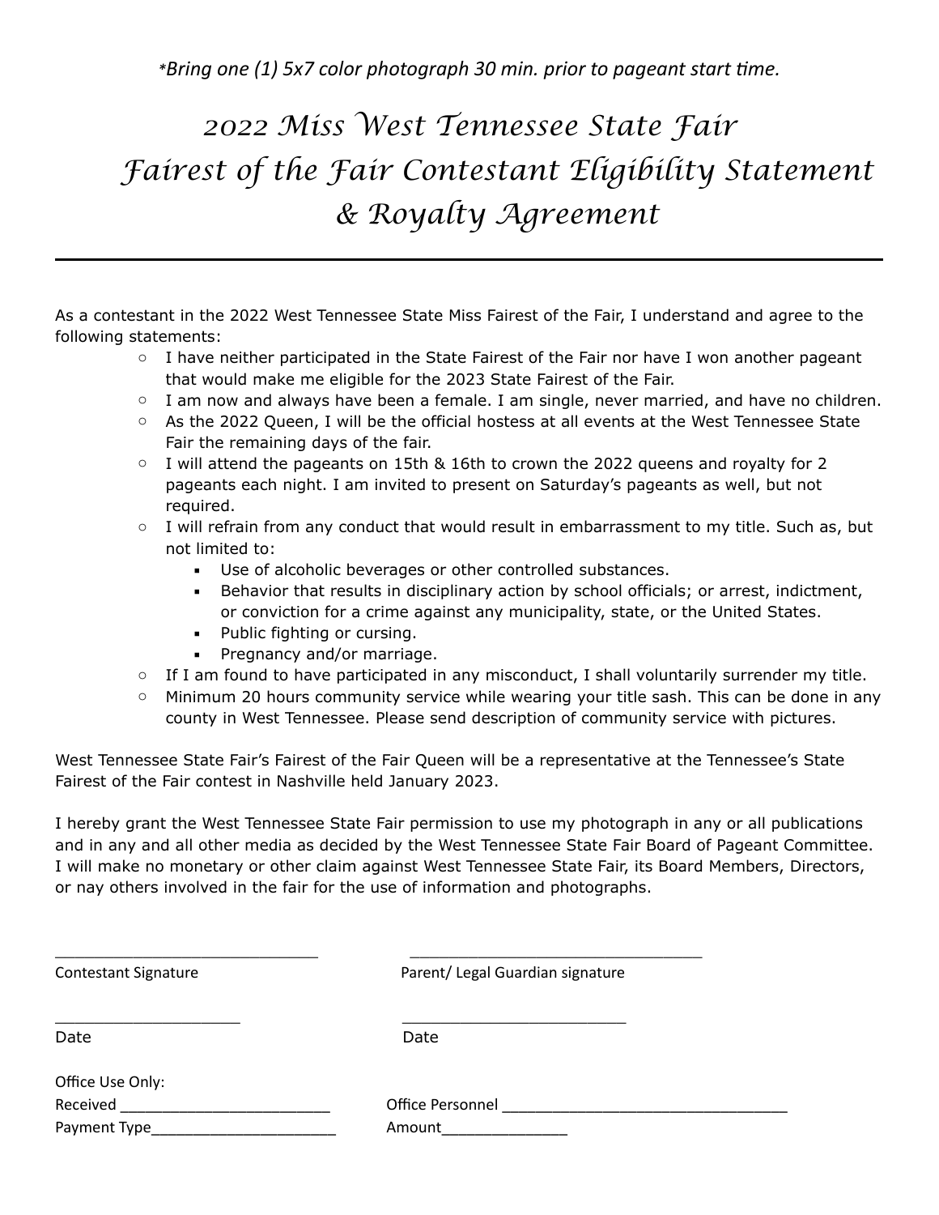*\*Bring one (1) 5x7 color photograph 30 min. prior to pageant start time.*

# *2022 Miss West Tennessee State Fair Fairest of the Fair Contestant Eligibility Statement & Royalty Agreement*

---

As a contestant in the 2022 West Tennessee State Miss Fairest of the Fair, I understand and agree to the following statements:

- I have neither participated in the State Fairest of the Fair nor have I won another pageant that would make me eligible for the 2023 State Fairest of the Fair.
- I am now and always have been a female. I am single, never married, and have no children.
- As the 2022 Queen, I will be the official hostess at all events at the West Tennessee State Fair the remaining days of the fair.
- I will attend the pageants on 15th & 16th to crown the 2022 queens and royalty for 2 pageants each night. I am invited to present on Saturday's pageants as well, but not required.
- I will refrain from any conduct that would result in embarrassment to my title. Such as, but not limited to:
  - Use of alcoholic beverages or other controlled substances.
  - Behavior that results in disciplinary action by school officials; or arrest, indictment, or conviction for a crime against any municipality, state, or the United States.
  - Public fighting or cursing.
  - Pregnancy and/or marriage.
- If I am found to have participated in any misconduct, I shall voluntarily surrender my title.
- Minimum 20 hours community service while wearing your title sash. This can be done in any county in West Tennessee. Please send description of community service with pictures.

West Tennessee State Fair's Fairest of the Fair Queen will be a representative at the Tennessee's State Fairest of the Fair contest in Nashville held January 2023.

I hereby grant the West Tennessee State Fair permission to use my photograph in any or all publications and in any and all other media as decided by the West Tennessee State Fair Board of Pageant Committee. I will make no monetary or other claim against West Tennessee State Fair, its Board Members, Directors, or nay others involved in the fair for the use of information and photographs.

_______________________________ Contestant Signature

_______________________________ Parent/ Legal Guardian signature

_____________________ Date

_____________________ Date

Office Use Only:

Received _________________________

Office Personnel _________________________________

Payment Type______________________

Amount______________